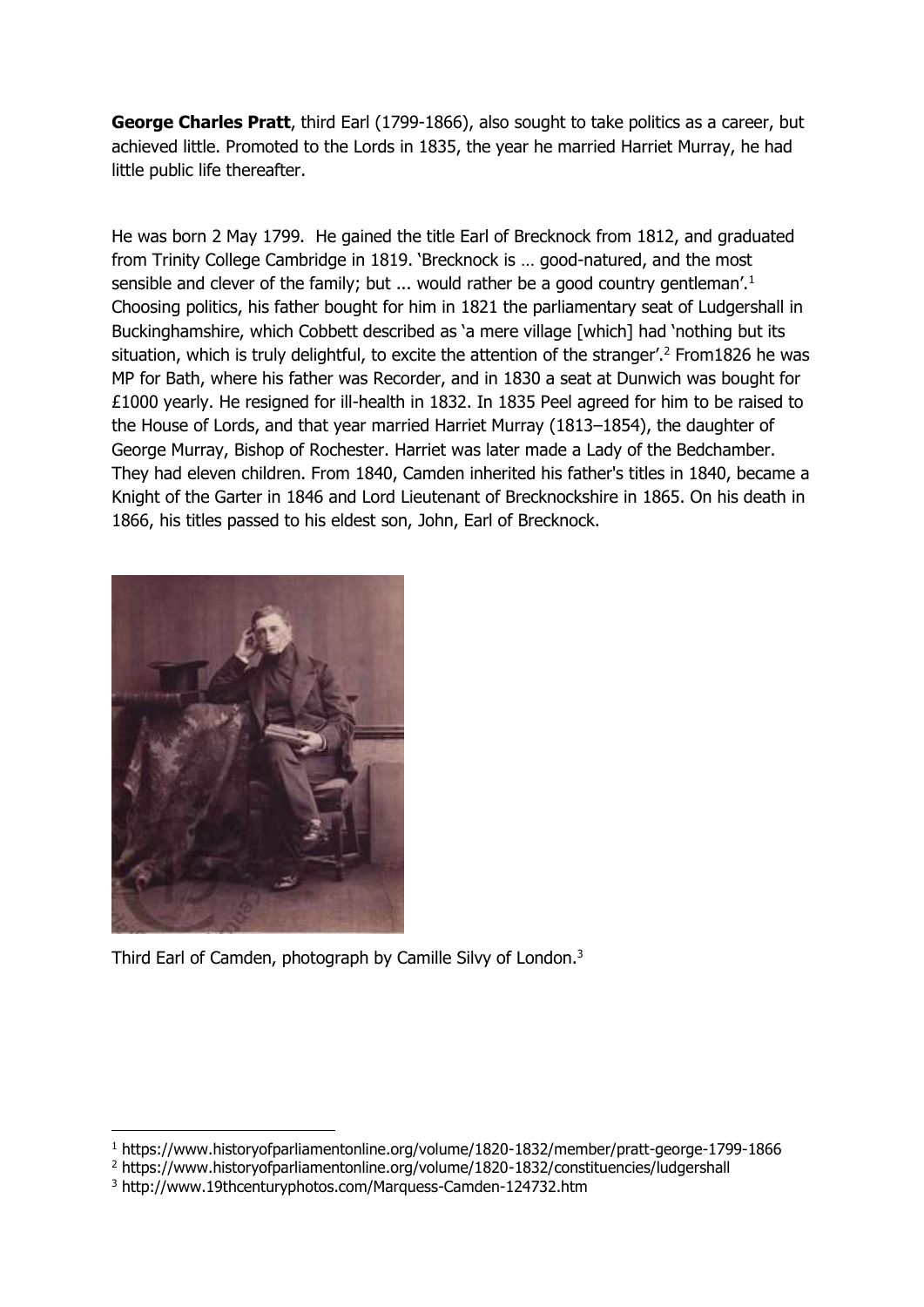**George Charles Pratt**, third Earl (1799-1866), also sought to take politics as a career, but achieved little. Promoted to the Lords in 1835, the year he married Harriet Murray, he had little public life thereafter.

He was born 2 May 1799. He gained the title Earl of Brecknock from 1812, and graduated from Trinity College Cambridge in 1819. 'Brecknock is … good-natured, and the most sensible and clever of the family; but ... would rather be a good country gentleman'.[1] Choosing politics, his father bought for him in 1821 the parliamentary seat of Ludgershall in Buckinghamshire, which Cobbett described as 'a mere village [which] had 'nothing but its situation, which is truly delightful, to excite the attention of the stranger'.[2] From1826 he was MP for Bath, where his father was Recorder, and in 1830 a seat at Dunwich was bought for £1000 yearly. He resigned for ill-health in 1832. In 1835 Peel agreed for him to be raised to the House of Lords, and that year married Harriet Murray (1813–1854), the daughter of George Murray, Bishop of Rochester. Harriet was later made a Lady of the Bedchamber. They had eleven children. From 1840, Camden inherited his father's titles in 1840, became a Knight of the Garter in 1846 and Lord Lieutenant of Brecknockshire in 1865. On his death in 1866, his titles passed to his eldest son, John, Earl of Brecknock.

Third Earl of Camden, photograph by Camille Silvy of London.[3]

[1] https://www.historyofparliamentonline.org/volume/1820-1832/member/pratt-george-1799-1866

[2] https://www.historyofparliamentonline.org/volume/1820-1832/constituencies/ludgershall

[3] http://www.19thcenturyphotos.com/Marquess-Camden-124732.htm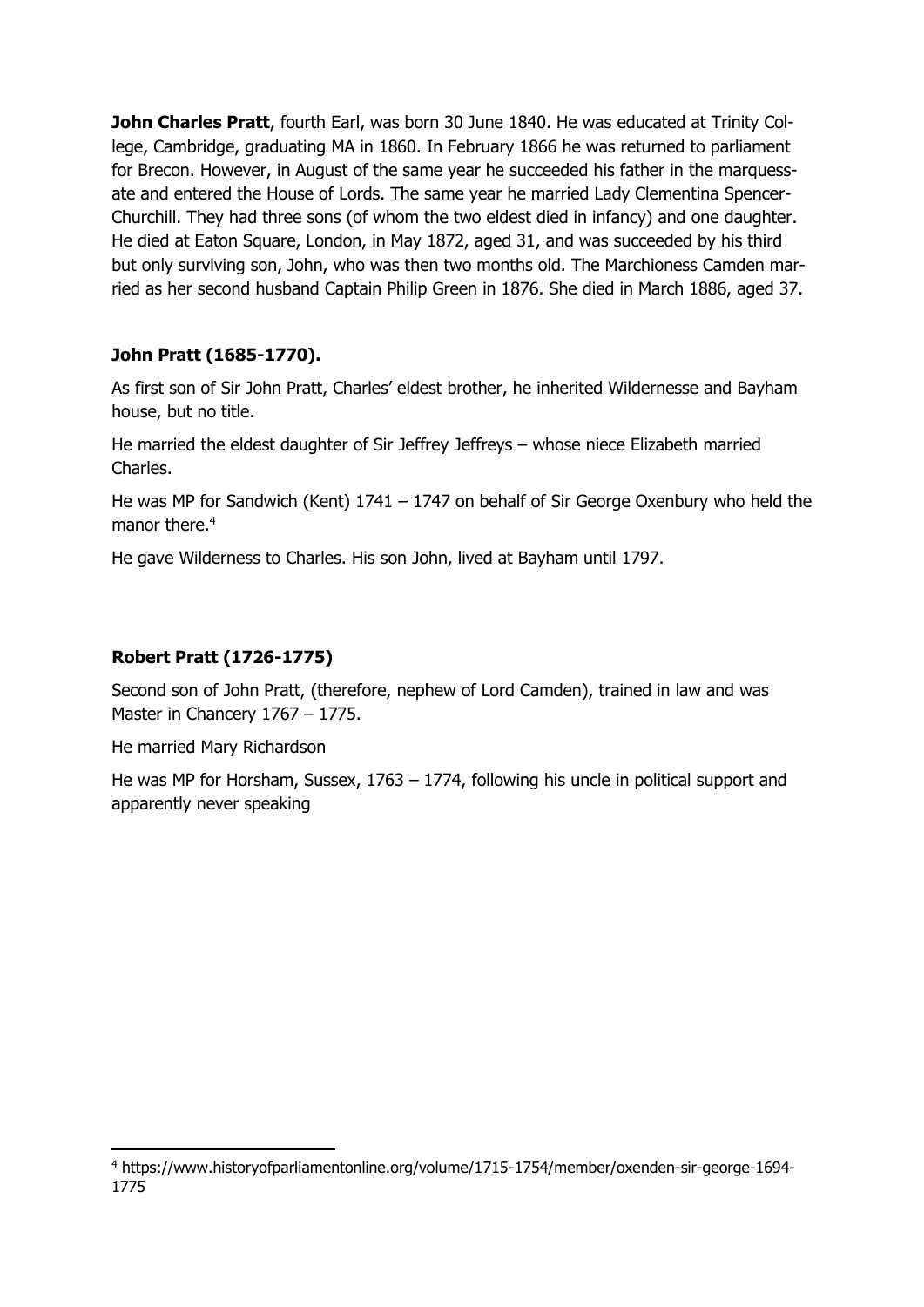**John Charles Pratt**, fourth Earl, was born 30 June 1840. He was educated at Trinity College, Cambridge, graduating MA in 1860. In February 1866 he was returned to parliament for Brecon. However, in August of the same year he succeeded his father in the marquessate and entered the House of Lords. The same year he married Lady Clementina Spencer-Churchill. They had three sons (of whom the two eldest died in infancy) and one daughter. He died at Eaton Square, London, in May 1872, aged 31, and was succeeded by his third but only surviving son, John, who was then two months old. The Marchioness Camden married as her second husband Captain Philip Green in 1876. She died in March 1886, aged 37.

### John Pratt (1685-1770).

As first son of Sir John Pratt, Charles' eldest brother, he inherited Wildernesse and Bayham house, but no title.

He married the eldest daughter of Sir Jeffrey Jeffreys – whose niece Elizabeth married Charles.

He was MP for Sandwich (Kent) 1741 – 1747 on behalf of Sir George Oxenbury who held the manor there.[4]

He gave Wilderness to Charles. His son John, lived at Bayham until 1797.

### Robert Pratt (1726-1775)

Second son of John Pratt, (therefore, nephew of Lord Camden), trained in law and was Master in Chancery 1767 – 1775.

He married Mary Richardson

He was MP for Horsham, Sussex, 1763 – 1774, following his uncle in political support and apparently never speaking

---

[4] https://www.historyofparliamentonline.org/volume/1715-1754/member/oxenden-sir-george-1694-1775